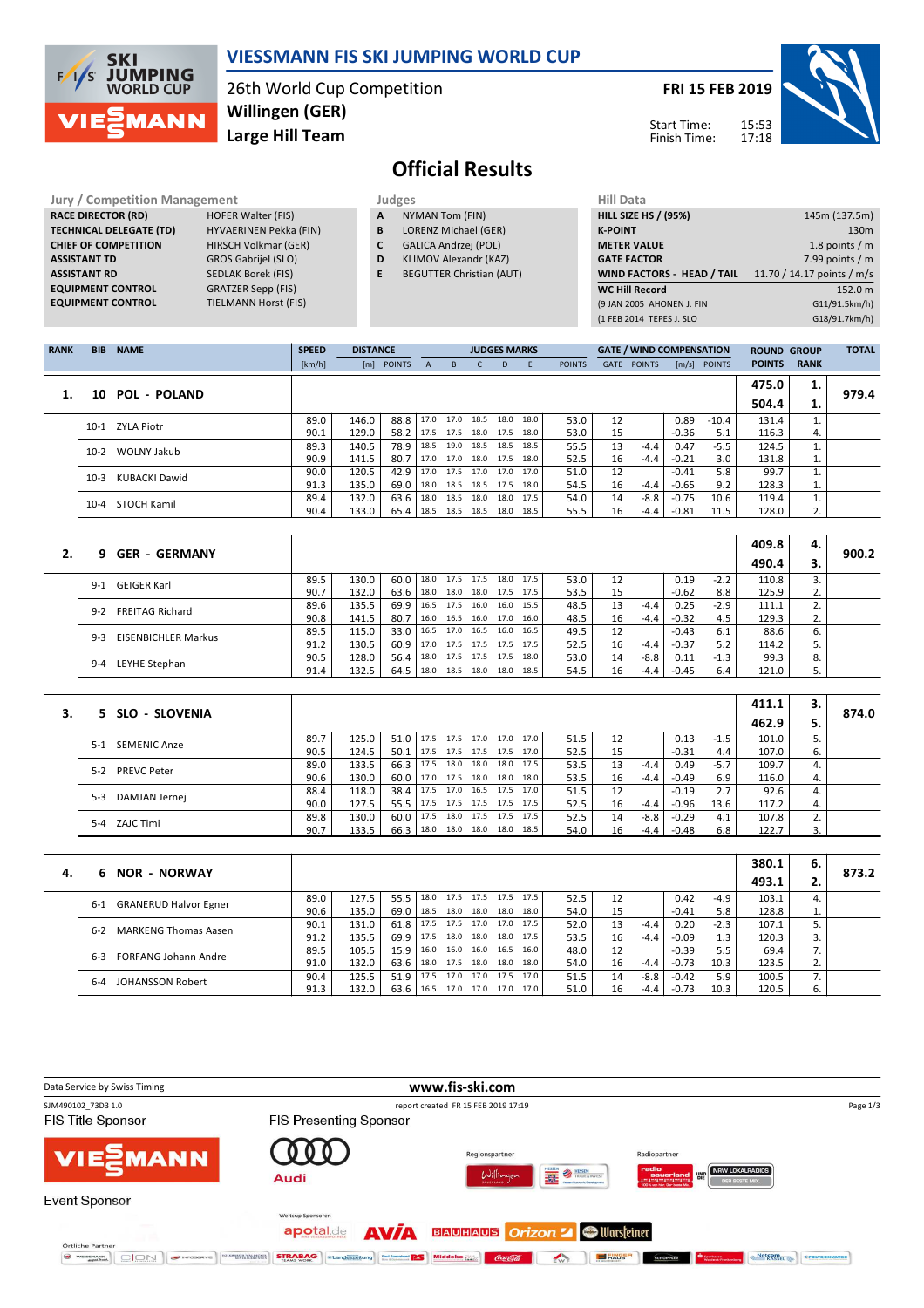# VIESSMANN FIS SKI JUMPING WORLD CUP

26th World Cup Competition
**Willingen (GER)**
**Large Hill Team**

**FRI 15 FEB 2019**

Start Time: 15:53
Finish Time: 17:18

## Official Results

| Jury / Competition Management | |
|---|---|
| RACE DIRECTOR (RD) | HOFER Walter (FIS) |
| TECHNICAL DELEGATE (TD) | HYVAERINEN Pekka (FIN) |
| CHIEF OF COMPETITION | HIRSCH Volkmar (GER) |
| ASSISTANT TD | GROS Gabrijel (SLO) |
| ASSISTANT RD | SEDLAK Borek (FIS) |
| EQUIPMENT CONTROL | GRATZER Sepp (FIS) |
| EQUIPMENT CONTROL | TIELMANN Horst (FIS) |

| Judges | |
|---|---|
| A | NYMAN Tom (FIN) |
| B | LORENZ Michael (GER) |
| C | GALICA Andrzej (POL) |
| D | KLIMOV Alexandr (KAZ) |
| E | BEGUTTER Christian (AUT) |

| Hill Data | |
|---|---|
| HILL SIZE HS / (95%) | 145m (137.5m) |
| K-POINT | 130m |
| METER VALUE | 1.8 points / m |
| GATE FACTOR | 7.99 points / m |
| WIND FACTORS - HEAD / TAIL | 11.70 / 14.17 points / m/s |
| WC Hill Record | 152.0 m |
| (9 JAN 2005 AHONEN J. FIN | G11/91.5km/h) |
| (1 FEB 2014 TEPES J. SLO | G18/91.7km/h) |

| RANK | BIB | NAME | SPEED [km/h] | DISTANCE [m] | DISTANCE POINTS | A | B | C | D | E | JUDGES POINTS | GATE | GATE POINTS | WIND [m/s] | WIND POINTS | ROUND POINTS | GROUP RANK | TOTAL |
|---|---|---|---|---|---|---|---|---|---|---|---|---|---|---|---|---|---|---|
| 1. | 10 | POL - POLAND | | | | | | | | | | | | | | 475.0 | 1. | 979.4 |
| | | | | | | | | | | | | | | | | 504.4 | 1. | |
| | 10-1 | ZYLA Piotr | 89.0 | 146.0 | 88.8 | 17.0 | 17.0 | 18.5 | 18.0 | 18.0 | 53.0 | 12 | | 0.89 | -10.4 | 131.4 | 1. | |
| | | | 90.1 | 129.0 | 58.2 | 17.5 | 17.5 | 18.0 | 17.5 | 18.0 | 53.0 | 15 | | -0.36 | 5.1 | 116.3 | 4. | |
| | 10-2 | WOLNY Jakub | 89.3 | 140.5 | 78.9 | 18.5 | 19.0 | 18.5 | 18.5 | 18.5 | 55.5 | 13 | -4.4 | 0.47 | -5.5 | 124.5 | 1. | |
| | | | 90.9 | 141.5 | 80.7 | 17.0 | 17.0 | 18.0 | 17.5 | 18.0 | 52.5 | 16 | -4.4 | -0.21 | 3.0 | 131.8 | 1. | |
| | 10-3 | KUBACKI Dawid | 90.0 | 120.5 | 42.9 | 17.0 | 17.5 | 17.0 | 17.0 | 17.0 | 51.0 | 12 | | -0.41 | 5.8 | 99.7 | 1. | |
| | | | 91.3 | 135.0 | 69.0 | 18.0 | 18.5 | 18.5 | 17.5 | 18.0 | 54.5 | 16 | -4.4 | -0.65 | 9.2 | 128.3 | 1. | |
| | 10-4 | STOCH Kamil | 89.4 | 132.0 | 63.6 | 18.0 | 18.5 | 18.0 | 18.0 | 17.5 | 54.0 | 14 | -8.8 | -0.75 | 10.6 | 119.4 | 1. | |
| | | | 90.4 | 133.0 | 65.4 | 18.5 | 18.5 | 18.5 | 18.0 | 18.5 | 55.5 | 16 | -4.4 | -0.81 | 11.5 | 128.0 | 2. | |
| 2. | 9 | GER - GERMANY | | | | | | | | | | | | | | 409.8 | 4. | 900.2 |
| | | | | | | | | | | | | | | | | 490.4 | 3. | |
| | 9-1 | GEIGER Karl | 89.5 | 130.0 | 60.0 | 18.0 | 17.5 | 17.5 | 18.0 | 17.5 | 53.0 | 12 | | 0.19 | -2.2 | 110.8 | 3. | |
| | | | 90.7 | 132.0 | 63.6 | 18.0 | 18.0 | 18.0 | 17.5 | 17.5 | 53.5 | 15 | | -0.62 | 8.8 | 125.9 | 2. | |
| | 9-2 | FREITAG Richard | 89.6 | 135.5 | 69.9 | 16.5 | 17.5 | 16.0 | 16.0 | 15.5 | 48.5 | 13 | -4.4 | 0.25 | -2.9 | 111.1 | 2. | |
| | | | 90.8 | 141.5 | 80.7 | 16.0 | 16.5 | 16.0 | 17.0 | 16.0 | 48.5 | 16 | -4.4 | -0.32 | 4.5 | 129.3 | 2. | |
| | 9-3 | EISENBICHLER Markus | 89.5 | 115.0 | 33.0 | 16.5 | 17.0 | 16.5 | 16.0 | 16.5 | 49.5 | 12 | | -0.43 | 6.1 | 88.6 | 6. | |
| | | | 91.2 | 130.5 | 60.9 | 17.0 | 17.5 | 17.5 | 17.5 | 17.5 | 52.5 | 16 | -4.4 | -0.37 | 5.2 | 114.2 | 5. | |
| | 9-4 | LEYHE Stephan | 90.5 | 128.0 | 56.4 | 18.0 | 17.5 | 17.5 | 17.5 | 18.0 | 53.0 | 14 | -8.8 | 0.11 | -1.3 | 99.3 | 8. | |
| | | | 91.4 | 132.5 | 64.5 | 18.0 | 18.5 | 18.0 | 18.0 | 18.5 | 54.5 | 16 | -4.4 | -0.45 | 6.4 | 121.0 | 5. | |
| 3. | 5 | SLO - SLOVENIA | | | | | | | | | | | | | | 411.1 | 3. | 874.0 |
| | | | | | | | | | | | | | | | | 462.9 | 5. | |
| | 5-1 | SEMENIC Anze | 89.7 | 125.0 | 51.0 | 17.5 | 17.5 | 17.0 | 17.0 | 17.0 | 51.5 | 12 | | 0.13 | -1.5 | 101.0 | 5. | |
| | | | 90.5 | 124.5 | 50.1 | 17.5 | 17.5 | 17.5 | 17.5 | 17.0 | 52.5 | 15 | | -0.31 | 4.4 | 107.0 | 6. | |
| | 5-2 | PREVC Peter | 89.0 | 133.5 | 66.3 | 17.5 | 18.0 | 18.0 | 18.0 | 17.5 | 53.5 | 13 | -4.4 | 0.49 | -5.7 | 109.7 | 4. | |
| | | | 90.6 | 130.0 | 60.0 | 17.0 | 17.5 | 18.0 | 18.0 | 18.0 | 53.5 | 16 | -4.4 | -0.49 | 6.9 | 116.0 | 4. | |
| | 5-3 | DAMJAN Jernej | 88.4 | 118.0 | 38.4 | 17.5 | 17.0 | 16.5 | 17.5 | 17.0 | 51.5 | 12 | | -0.19 | 2.7 | 92.6 | 4. | |
| | | | 90.0 | 127.5 | 55.5 | 17.5 | 17.5 | 17.5 | 17.5 | 17.5 | 52.5 | 16 | -4.4 | -0.96 | 13.6 | 117.2 | 4. | |
| | 5-4 | ZAJC Timi | 89.8 | 130.0 | 60.0 | 17.5 | 18.0 | 17.5 | 17.5 | 17.5 | 52.5 | 14 | -8.8 | -0.29 | 4.1 | 107.8 | 2. | |
| | | | 90.7 | 133.5 | 66.3 | 18.0 | 18.0 | 18.0 | 18.0 | 18.5 | 54.0 | 16 | -4.4 | -0.48 | 6.8 | 122.7 | 3. | |
| 4. | 6 | NOR - NORWAY | | | | | | | | | | | | | | 380.1 | 6. | 873.2 |
| | | | | | | | | | | | | | | | | 493.1 | 2. | |
| | 6-1 | GRANERUD Halvor Egner | 89.0 | 127.5 | 55.5 | 18.0 | 17.5 | 17.5 | 17.5 | 17.5 | 52.5 | 12 | | 0.42 | -4.9 | 103.1 | 4. | |
| | | | 90.6 | 135.0 | 69.0 | 18.5 | 18.0 | 18.0 | 18.0 | 18.0 | 54.0 | 15 | | -0.41 | 5.8 | 128.8 | 1. | |
| | 6-2 | MARKENG Thomas Aasen | 90.1 | 131.0 | 61.8 | 17.5 | 17.5 | 17.0 | 17.0 | 17.5 | 52.0 | 13 | -4.4 | 0.20 | -2.3 | 107.1 | 5. | |
| | | | 91.2 | 135.5 | 69.9 | 17.5 | 18.0 | 18.0 | 18.0 | 17.5 | 53.5 | 16 | -4.4 | -0.09 | 1.3 | 120.3 | 3. | |
| | 6-3 | FORFANG Johann Andre | 89.5 | 105.5 | 15.9 | 16.0 | 16.0 | 16.0 | 16.5 | 16.0 | 48.0 | 12 | | -0.39 | 5.5 | 69.4 | 7. | |
| | | | 91.0 | 132.0 | 63.6 | 18.0 | 17.5 | 18.0 | 18.0 | 18.0 | 54.0 | 16 | -4.4 | -0.73 | 10.3 | 123.5 | 2. | |
| | 6-4 | JOHANSSON Robert | 90.4 | 125.5 | 51.9 | 17.5 | 17.0 | 17.0 | 17.5 | 17.0 | 51.5 | 14 | -8.8 | -0.42 | 5.9 | 100.5 | 7. | |
| | | | 91.3 | 132.0 | 63.6 | 16.5 | 17.0 | 17.0 | 17.0 | 17.0 | 51.0 | 16 | -4.4 | -0.73 | 10.3 | 120.5 | 6. | |

Data Service by Swiss Timing — www.fis-ski.com

SJM490102_73D3 1.0 — report created FR 15 FEB 2019 17:19

FIS Title Sponsor — FIS Presenting Sponsor — Event Sponsor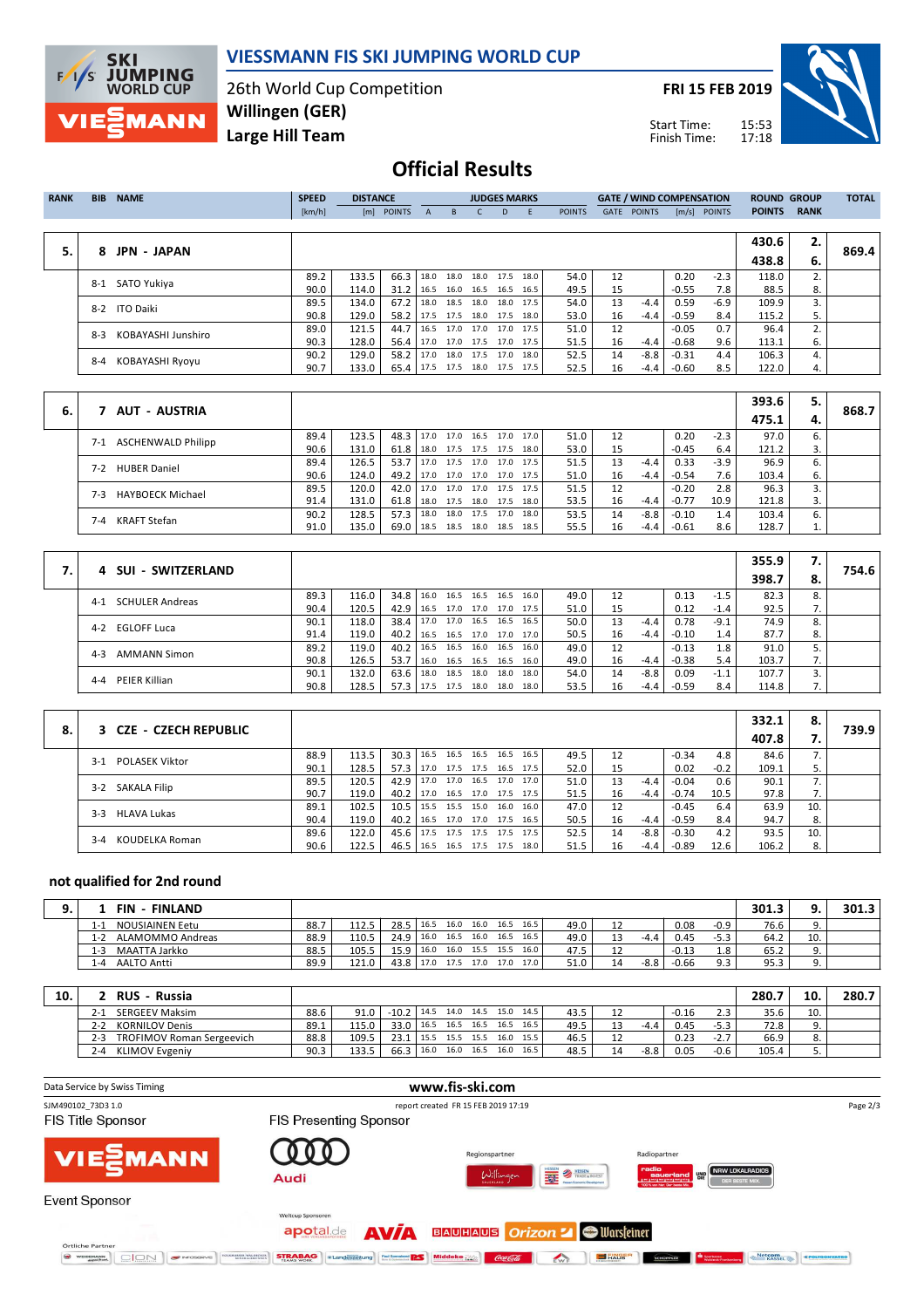# VIESSMANN FIS SKI JUMPING WORLD CUP

26th World Cup Competition
Willingen (GER)
Large Hill Team

FRI 15 FEB 2019

Start Time: 15:53
Finish Time: 17:18

## Official Results

| RANK | BIB | NAME | SPEED [km/h] | DISTANCE [m] | DISTANCE POINTS | A | B | C | D | E | JUDGES POINTS | GATE | GATE POINTS | WIND [m/s] | WIND POINTS | ROUND POINTS | GROUP RANK | TOTAL |
|---|---|---|---|---|---|---|---|---|---|---|---|---|---|---|---|---|---|---|
| 5. | 8 | JPN - JAPAN | | | | | | | | | | | | | | 430.6 / 438.8 | 2. / 6. | 869.4 |
| | 8-1 | SATO Yukiya | 89.2 | 133.5 | 66.3 | 18.0 | 18.0 | 18.0 | 17.5 | 18.0 | 54.0 | 12 | | 0.20 | -2.3 | 118.0 | 2. | |
| | | | 90.0 | 114.0 | 31.2 | 16.5 | 16.0 | 16.5 | 16.5 | 16.5 | 49.5 | 15 | | -0.55 | 7.8 | 88.5 | 8. | |
| | 8-2 | ITO Daiki | 89.5 | 134.0 | 67.2 | 18.0 | 18.5 | 18.0 | 18.0 | 17.5 | 54.0 | 13 | -4.4 | 0.59 | -6.9 | 109.9 | 3. | |
| | | | 90.8 | 129.0 | 58.2 | 17.5 | 17.5 | 18.0 | 17.5 | 18.0 | 53.0 | 16 | -4.4 | -0.59 | 8.4 | 115.2 | 5. | |
| | 8-3 | KOBAYASHI Junshiro | 89.0 | 121.5 | 44.7 | 16.5 | 17.0 | 17.0 | 17.0 | 17.5 | 51.0 | 12 | | -0.05 | 0.7 | 96.4 | 2. | |
| | | | 90.3 | 128.0 | 56.4 | 17.0 | 17.0 | 17.5 | 17.0 | 17.5 | 51.5 | 16 | -4.4 | -0.68 | 9.6 | 113.1 | 6. | |
| | 8-4 | KOBAYASHI Ryoyu | 90.2 | 129.0 | 58.2 | 17.0 | 18.0 | 17.5 | 17.0 | 18.0 | 52.5 | 14 | -8.8 | -0.31 | 4.4 | 106.3 | 4. | |
| | | | 90.7 | 133.0 | 65.4 | 17.5 | 17.5 | 18.0 | 17.5 | 17.5 | 52.5 | 16 | -4.4 | -0.60 | 8.5 | 122.0 | 4. | |
| 6. | 7 | AUT - AUSTRIA | | | | | | | | | | | | | | 393.6 / 475.1 | 5. / 4. | 868.7 |
| | 7-1 | ASCHENWALD Philipp | 89.4 | 123.5 | 48.3 | 17.0 | 17.0 | 16.5 | 17.0 | 17.0 | 51.0 | 12 | | 0.20 | -2.3 | 97.0 | 6. | |
| | | | 90.6 | 131.0 | 61.8 | 18.0 | 17.5 | 17.5 | 17.5 | 18.0 | 53.0 | 15 | | -0.45 | 6.4 | 121.2 | 3. | |
| | 7-2 | HUBER Daniel | 89.4 | 126.5 | 53.7 | 17.0 | 17.5 | 17.0 | 17.0 | 17.5 | 51.5 | 13 | -4.4 | 0.33 | -3.9 | 96.9 | 6. | |
| | | | 90.6 | 124.0 | 49.2 | 17.0 | 17.0 | 17.0 | 17.0 | 17.5 | 51.0 | 16 | -4.4 | -0.54 | 7.6 | 103.4 | 6. | |
| | 7-3 | HAYBOECK Michael | 89.5 | 120.0 | 42.0 | 17.0 | 17.0 | 17.0 | 17.5 | 17.5 | 51.5 | 12 | | -0.20 | 2.8 | 96.3 | 3. | |
| | | | 91.4 | 131.0 | 61.8 | 18.0 | 17.5 | 18.0 | 17.5 | 18.0 | 53.5 | 16 | -4.4 | -0.77 | 10.9 | 121.8 | 3. | |
| | 7-4 | KRAFT Stefan | 90.2 | 128.5 | 57.3 | 18.0 | 18.0 | 17.5 | 17.0 | 18.0 | 53.5 | 14 | -8.8 | -0.10 | 1.4 | 103.4 | 6. | |
| | | | 91.0 | 135.0 | 69.0 | 18.5 | 18.5 | 18.0 | 18.5 | 18.5 | 55.5 | 16 | -4.4 | -0.61 | 8.6 | 128.7 | 1. | |
| 7. | 4 | SUI - SWITZERLAND | | | | | | | | | | | | | | 355.9 / 398.7 | 7. / 8. | 754.6 |
| | 4-1 | SCHULER Andreas | 89.3 | 116.0 | 34.8 | 16.0 | 16.5 | 16.5 | 16.5 | 16.0 | 49.0 | 12 | | 0.13 | -1.5 | 82.3 | 8. | |
| | | | 90.4 | 120.5 | 42.9 | 16.5 | 17.0 | 17.0 | 17.0 | 17.5 | 51.0 | 15 | | 0.12 | -1.4 | 92.5 | 7. | |
| | 4-2 | EGLOFF Luca | 90.1 | 118.0 | 38.4 | 17.0 | 17.0 | 16.5 | 16.5 | 16.5 | 50.0 | 13 | -4.4 | 0.78 | -9.1 | 74.9 | 8. | |
| | | | 91.4 | 119.0 | 40.2 | 16.5 | 16.5 | 17.0 | 17.0 | 17.0 | 50.5 | 16 | -4.4 | -0.10 | 1.4 | 87.7 | 8. | |
| | 4-3 | AMMANN Simon | 89.2 | 119.0 | 40.2 | 16.5 | 16.5 | 16.0 | 16.5 | 16.0 | 49.0 | 12 | | -0.13 | 1.8 | 91.0 | 5. | |
| | | | 90.8 | 126.5 | 53.7 | 16.0 | 16.5 | 16.5 | 16.5 | 16.0 | 49.0 | 16 | -4.4 | -0.38 | 5.4 | 103.7 | 7. | |
| | 4-4 | PEIER Killian | 90.1 | 132.0 | 63.6 | 18.0 | 18.5 | 18.0 | 18.0 | 18.0 | 54.0 | 14 | -8.8 | 0.09 | -1.1 | 107.7 | 3. | |
| | | | 90.8 | 128.5 | 57.3 | 17.5 | 17.5 | 18.0 | 18.0 | 18.0 | 53.5 | 16 | -4.4 | -0.59 | 8.4 | 114.8 | 7. | |
| 8. | 3 | CZE - CZECH REPUBLIC | | | | | | | | | | | | | | 332.1 / 407.8 | 8. / 7. | 739.9 |
| | 3-1 | POLASEK Viktor | 88.9 | 113.5 | 30.3 | 16.5 | 16.5 | 16.5 | 16.5 | 16.5 | 49.5 | 12 | | -0.34 | 4.8 | 84.6 | 7. | |
| | | | 90.1 | 128.5 | 57.3 | 17.0 | 17.5 | 17.5 | 16.5 | 17.5 | 52.0 | 15 | | 0.02 | -0.2 | 109.1 | 5. | |
| | 3-2 | SAKALA Filip | 89.5 | 120.5 | 42.9 | 17.0 | 17.0 | 16.5 | 17.0 | 17.0 | 51.0 | 13 | -4.4 | -0.04 | 0.6 | 90.1 | 7. | |
| | | | 90.7 | 119.0 | 40.2 | 17.0 | 16.5 | 17.0 | 17.5 | 17.5 | 51.5 | 16 | -4.4 | -0.74 | 10.5 | 97.8 | 7. | |
| | 3-3 | HLAVA Lukas | 89.1 | 102.5 | 10.5 | 15.5 | 15.5 | 15.0 | 16.0 | 16.0 | 47.0 | 12 | | -0.45 | 6.4 | 63.9 | 10. | |
| | | | 90.4 | 119.0 | 40.2 | 16.5 | 17.0 | 17.0 | 17.5 | 16.5 | 50.5 | 16 | -4.4 | -0.59 | 8.4 | 94.7 | 8. | |
| | 3-4 | KOUDELKA Roman | 89.6 | 122.0 | 45.6 | 17.5 | 17.5 | 17.5 | 17.5 | 17.5 | 52.5 | 14 | -8.8 | -0.30 | 4.2 | 93.5 | 10. | |
| | | | 90.6 | 122.5 | 46.5 | 16.5 | 16.5 | 17.5 | 17.5 | 18.0 | 51.5 | 16 | -4.4 | -0.89 | 12.6 | 106.2 | 8. | |

### not qualified for 2nd round

| RANK | BIB | NAME | SPEED [km/h] | DISTANCE [m] | DISTANCE POINTS | A | B | C | D | E | JUDGES POINTS | GATE | GATE POINTS | WIND [m/s] | WIND POINTS | ROUND POINTS | GROUP RANK | TOTAL |
|---|---|---|---|---|---|---|---|---|---|---|---|---|---|---|---|---|---|---|
| 9. | 1 | FIN - FINLAND | | | | | | | | | | | | | | 301.3 | 9. | 301.3 |
| | 1-1 | NOUSIAINEN Eetu | 88.7 | 112.5 | 28.5 | 16.5 | 16.0 | 16.0 | 16.5 | 16.5 | 49.0 | 12 | | 0.08 | -0.9 | 76.6 | 9. | |
| | 1-2 | ALAMOMMO Andreas | 88.9 | 110.5 | 24.9 | 16.0 | 16.5 | 16.0 | 16.5 | 16.5 | 49.0 | 13 | -4.4 | 0.45 | -5.3 | 64.2 | 10. | |
| | 1-3 | MAATTA Jarkko | 88.5 | 105.5 | 15.9 | 16.0 | 16.0 | 15.5 | 15.5 | 16.0 | 47.5 | 12 | | -0.13 | 1.8 | 65.2 | 9. | |
| | 1-4 | AALTO Antti | 89.9 | 121.0 | 43.8 | 17.0 | 17.5 | 17.0 | 17.0 | 17.0 | 51.0 | 14 | -8.8 | -0.66 | 9.3 | 95.3 | 9. | |
| 10. | 2 | RUS - Russia | | | | | | | | | | | | | | 280.7 | 10. | 280.7 |
| | 2-1 | SERGEEV Maksim | 88.6 | 91.0 | -10.2 | 14.5 | 14.0 | 14.5 | 15.0 | 14.5 | 43.5 | 12 | | -0.16 | 2.3 | 35.6 | 10. | |
| | 2-2 | KORNILOV Denis | 89.1 | 115.0 | 33.0 | 16.5 | 16.5 | 16.5 | 16.5 | 16.5 | 49.5 | 13 | -4.4 | 0.45 | -5.3 | 72.8 | 9. | |
| | 2-3 | TROFIMOV Roman Sergeevich | 88.8 | 109.5 | 23.1 | 15.5 | 15.5 | 15.5 | 16.0 | 15.5 | 46.5 | 12 | | 0.23 | -2.7 | 66.9 | 8. | |
| | 2-4 | KLIMOV Evgeniy | 90.3 | 133.5 | 66.3 | 16.0 | 16.0 | 16.5 | 16.0 | 16.5 | 48.5 | 14 | -8.8 | 0.05 | -0.6 | 105.4 | 5. | |

Data Service by Swiss Timing — www.fis-ski.com

SJM490102_73D3 1.0 — report created FR 15 FEB 2019 17:19

FIS Title Sponsor: VIESSMANN — FIS Presenting Sponsor: Audi — Event Sponsor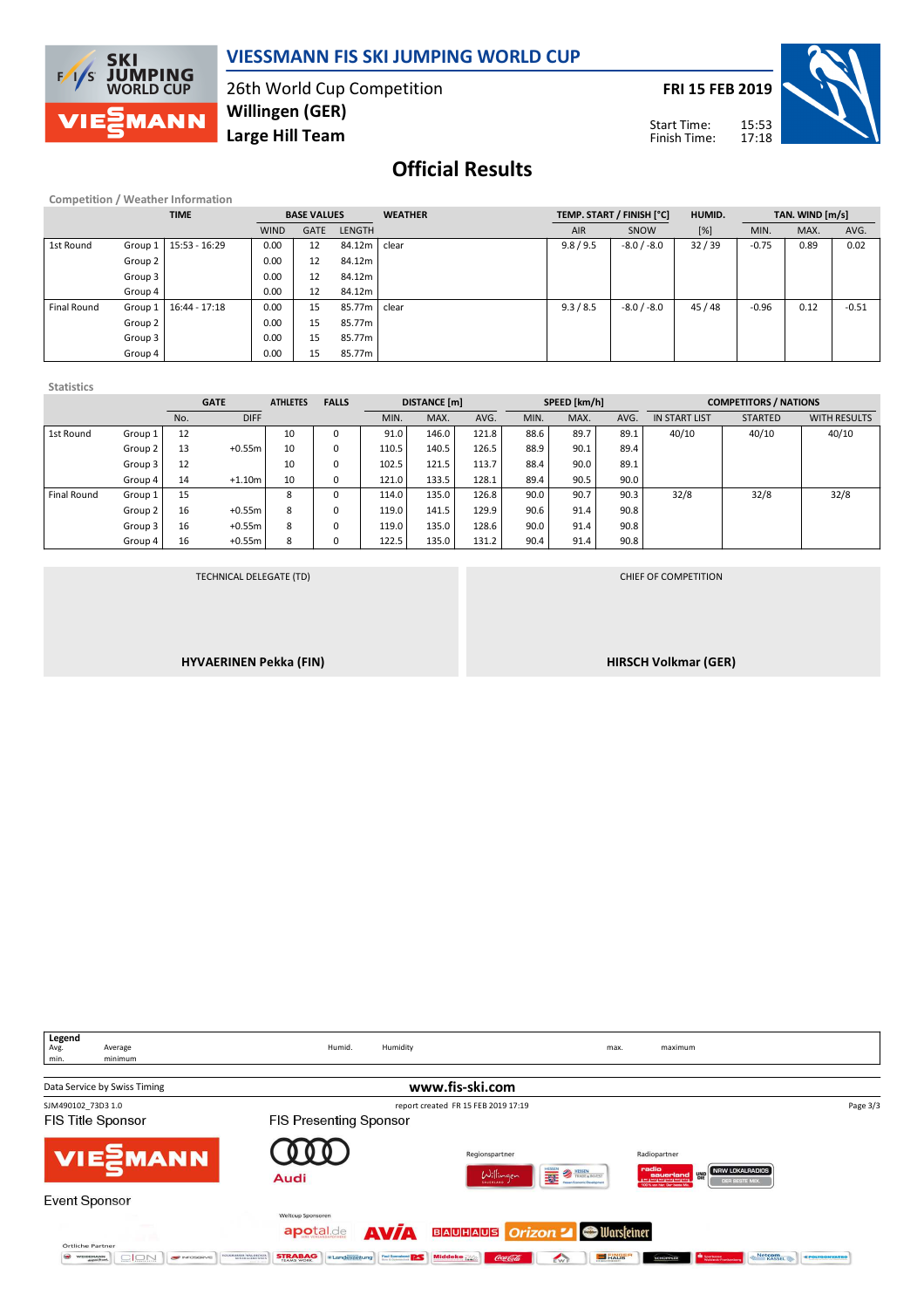# VIESSMANN FIS SKI JUMPING WORLD CUP

26th World Cup Competition

**Willingen (GER)**

**Large Hill Team**

**FRI 15 FEB 2019**

Start Time: 15:53
Finish Time: 17:18

## Official Results

### Competition / Weather Information

| | | TIME | BASE VALUES | | | WEATHER | TEMP. START / FINISH [°C] | | HUMID. | TAN. WIND [m/s] | | |
|---|---|---|---|---|---|---|---|---|---|---|---|---|
| | | | WIND | GATE | LENGTH | | AIR | SNOW | [%] | MIN. | MAX. | AVG. |
| 1st Round | Group 1 | 15:53 - 16:29 | 0.00 | 12 | 84.12m | clear | 9.8 / 9.5 | -8.0 / -8.0 | 32 / 39 | -0.75 | 0.89 | 0.02 |
| | Group 2 | | 0.00 | 12 | 84.12m | | | | | | | |
| | Group 3 | | 0.00 | 12 | 84.12m | | | | | | | |
| | Group 4 | | 0.00 | 12 | 84.12m | | | | | | | |
| Final Round | Group 1 | 16:44 - 17:18 | 0.00 | 15 | 85.77m | clear | 9.3 / 8.5 | -8.0 / -8.0 | 45 / 48 | -0.96 | 0.12 | -0.51 |
| | Group 2 | | 0.00 | 15 | 85.77m | | | | | | | |
| | Group 3 | | 0.00 | 15 | 85.77m | | | | | | | |
| | Group 4 | | 0.00 | 15 | 85.77m | | | | | | | |

### Statistics

| | | GATE | | ATHLETES | FALLS | DISTANCE [m] | | | SPEED [km/h] | | | COMPETITORS / NATIONS | | |
|---|---|---|---|---|---|---|---|---|---|---|---|---|---|---|
| | | No. | DIFF | | | MIN. | MAX. | AVG. | MIN. | MAX. | AVG. | IN START LIST | STARTED | WITH RESULTS |
| 1st Round | Group 1 | 12 | | 10 | 0 | 91.0 | 146.0 | 121.8 | 88.6 | 89.7 | 89.1 | 40/10 | 40/10 | 40/10 |
| | Group 2 | 13 | +0.55m | 10 | 0 | 110.5 | 140.5 | 126.5 | 88.9 | 90.1 | 89.4 | | | |
| | Group 3 | 12 | | 10 | 0 | 102.5 | 121.5 | 113.7 | 88.4 | 90.0 | 89.1 | | | |
| | Group 4 | 14 | +1.10m | 10 | 0 | 121.0 | 133.5 | 128.1 | 89.4 | 90.5 | 90.0 | | | |
| Final Round | Group 1 | 15 | | 8 | 0 | 114.0 | 135.0 | 126.8 | 90.0 | 90.7 | 90.3 | 32/8 | 32/8 | 32/8 |
| | Group 2 | 16 | +0.55m | 8 | 0 | 119.0 | 141.5 | 129.9 | 90.6 | 91.4 | 90.8 | | | |
| | Group 3 | 16 | +0.55m | 8 | 0 | 119.0 | 135.0 | 128.6 | 90.0 | 91.4 | 90.8 | | | |
| | Group 4 | 16 | +0.55m | 8 | 0 | 122.5 | 135.0 | 131.2 | 90.4 | 91.4 | 90.8 | | | |

| TECHNICAL DELEGATE (TD) | CHIEF OF COMPETITION |
|---|---|
| **HYVAERINEN Pekka (FIN)** | **HIRSCH Volkmar (GER)** |

**Legend**

| | | | | | |
|---|---|---|---|---|---|
| Avg. | Average | Humid. | Humidity | max. | maximum |
| min. | minimum | | | | |

Data Service by Swiss Timing

www.fis-ski.com

SJM490102_73D3 1.0

report created FR 15 FEB 2019 17:19

FIS Title Sponsor

FIS Presenting Sponsor

Event Sponsor